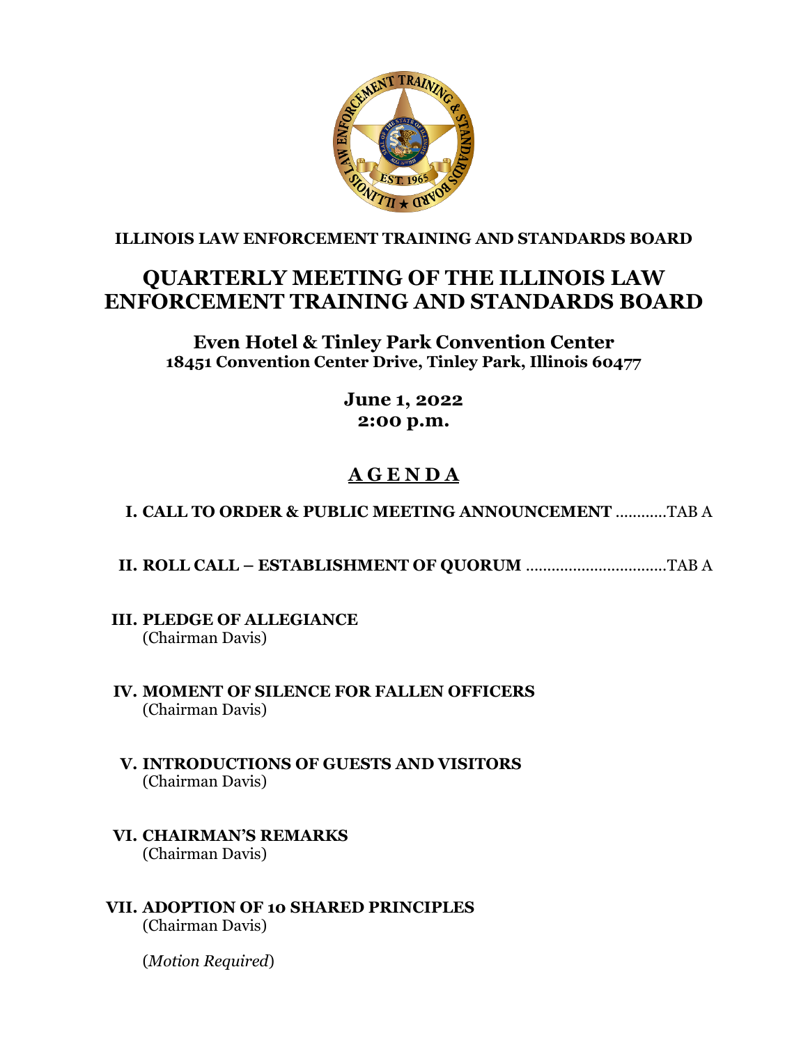**ILLINOIS LAW ENFORCEMENT TRAINING AND STANDARDS BOARD**

# QUARTERLY MEETING OF THE ILLINOIS LAW ENFORCEMENT TRAINING AND STANDARDS BOARD

### Even Hotel & Tinley Park Convention Center
**18451 Convention Center Drive, Tinley Park, Illinois 60477**

**June 1, 2022**
**2:00 p.m.**

## A G E N D A

**I. CALL TO ORDER & PUBLIC MEETING ANNOUNCEMENT** ............TAB A

**II. ROLL CALL – ESTABLISHMENT OF QUORUM** ................................TAB A

**III. PLEDGE OF ALLEGIANCE**
(Chairman Davis)

**IV. MOMENT OF SILENCE FOR FALLEN OFFICERS**
(Chairman Davis)

**V. INTRODUCTIONS OF GUESTS AND VISITORS**
(Chairman Davis)

**VI. CHAIRMAN'S REMARKS**
(Chairman Davis)

**VII. ADOPTION OF 10 SHARED PRINCIPLES**
(Chairman Davis)

(*Motion Required*)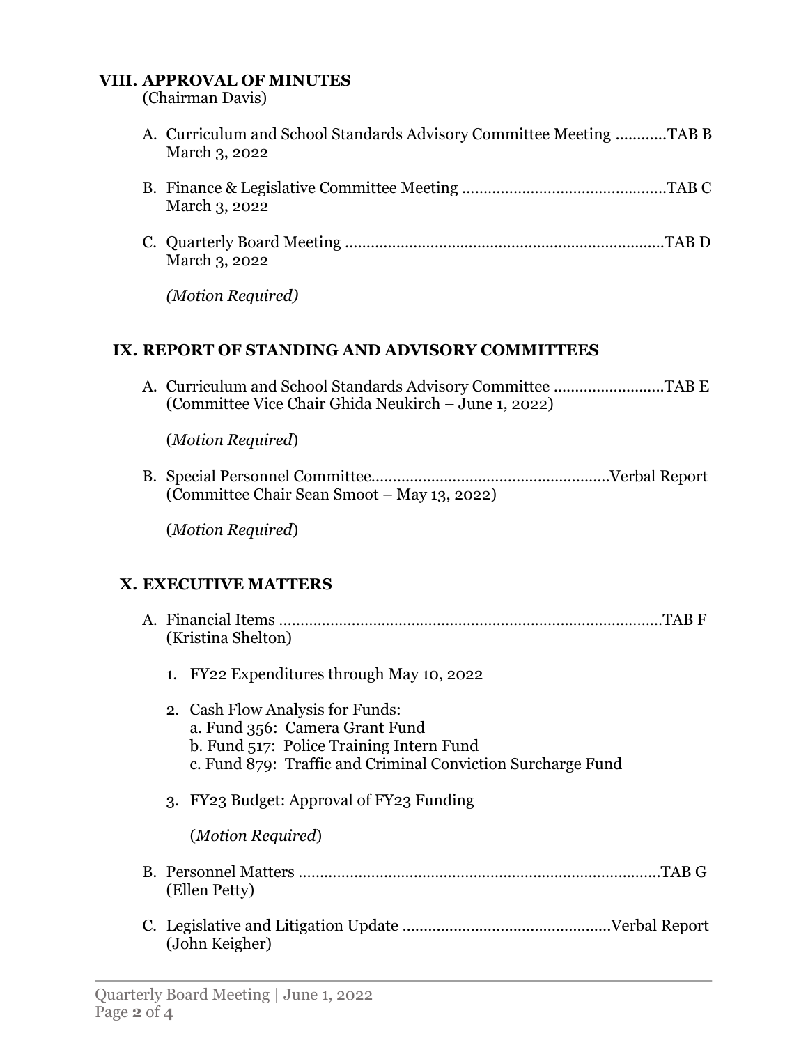## VIII. APPROVAL OF MINUTES

(Chairman Davis)

A. Curriculum and School Standards Advisory Committee Meeting ...........TAB B
March 3, 2022

B. Finance & Legislative Committee Meeting ..............................................TAB C
March 3, 2022

C. Quarterly Board Meeting .........................................................................TAB D
March 3, 2022

*(Motion Required)*

## IX. REPORT OF STANDING AND ADVISORY COMMITTEES

A. Curriculum and School Standards Advisory Committee .........................TAB E
(Committee Vice Chair Ghida Neukirch – June 1, 2022)

(*Motion Required*)

B. Special Personnel Committee......................................................Verbal Report
(Committee Chair Sean Smoot – May 13, 2022)

(*Motion Required*)

## X. EXECUTIVE MATTERS

A. Financial Items .........................................................................................TAB F
(Kristina Shelton)

1. FY22 Expenditures through May 10, 2022

2. Cash Flow Analysis for Funds:
   a. Fund 356: Camera Grant Fund
   b. Fund 517: Police Training Intern Fund
   c. Fund 879: Traffic and Criminal Conviction Surcharge Fund

3. FY23 Budget: Approval of FY23 Funding

   (*Motion Required*)

B. Personnel Matters ....................................................................................TAB G
(Ellen Petty)

C. Legislative and Litigation Update ...............................................Verbal Report
(John Keigher)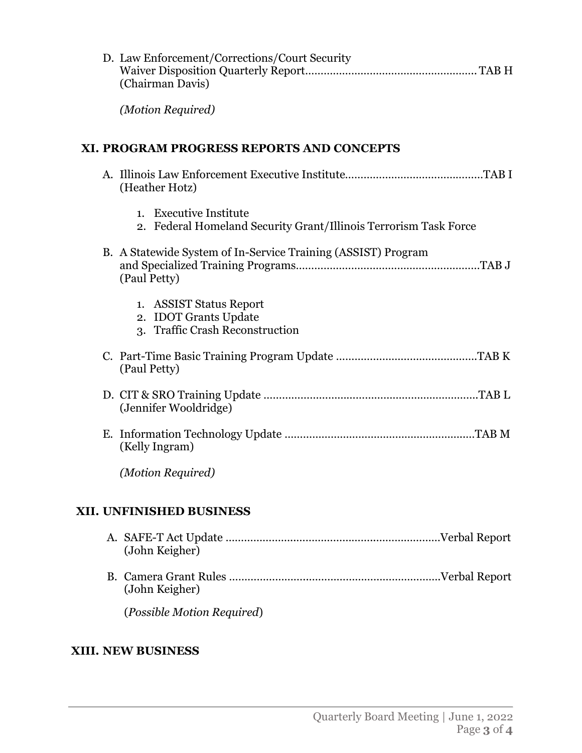D. Law Enforcement/Corrections/Court Security Waiver Disposition Quarterly Report....................................................... TAB H
(Chairman Davis)

*(Motion Required)*

## XI. PROGRAM PROGRESS REPORTS AND CONCEPTS

A. Illinois Law Enforcement Executive Institute............................................TAB I
(Heather Hotz)

1. Executive Institute
2. Federal Homeland Security Grant/Illinois Terrorism Task Force

B. A Statewide System of In-Service Training (ASSIST) Program and Specialized Training Programs...........................................................TAB J
(Paul Petty)

1. ASSIST Status Report
2. IDOT Grants Update
3. Traffic Crash Reconstruction

C. Part-Time Basic Training Program Update .............................................TAB K
(Paul Petty)

D. CIT & SRO Training Update .....................................................................TAB L
(Jennifer Wooldridge)

E. Information Technology Update .............................................................TAB M
(Kelly Ingram)

*(Motion Required)*

## XII. UNFINISHED BUSINESS

A. SAFE-T Act Update .....................................................................Verbal Report
(John Keigher)

B. Camera Grant Rules ....................................................................Verbal Report
(John Keigher)

(*Possible Motion Required*)

## XIII. NEW BUSINESS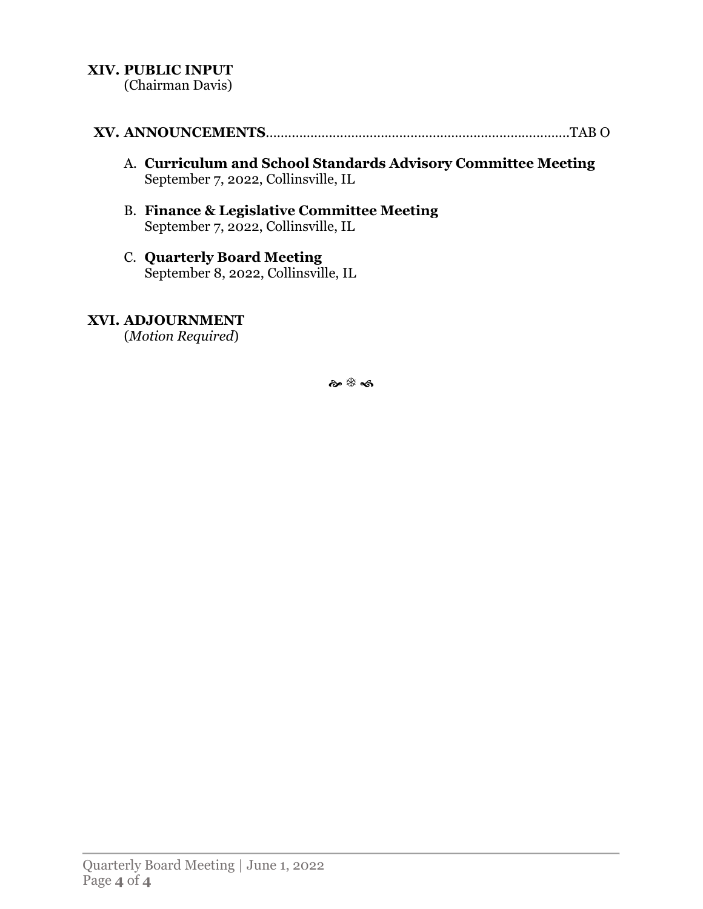**XIV. PUBLIC INPUT**
(Chairman Davis)

**XV. ANNOUNCEMENTS**.....................................................................................TAB O

A. **Curriculum and School Standards Advisory Committee Meeting**
September 7, 2022, Collinsville, IL

B. **Finance & Legislative Committee Meeting**
September 7, 2022, Collinsville, IL

C. **Quarterly Board Meeting**
September 8, 2022, Collinsville, IL

**XVI. ADJOURNMENT**
(*Motion Required*)

☙ ❄ ❧